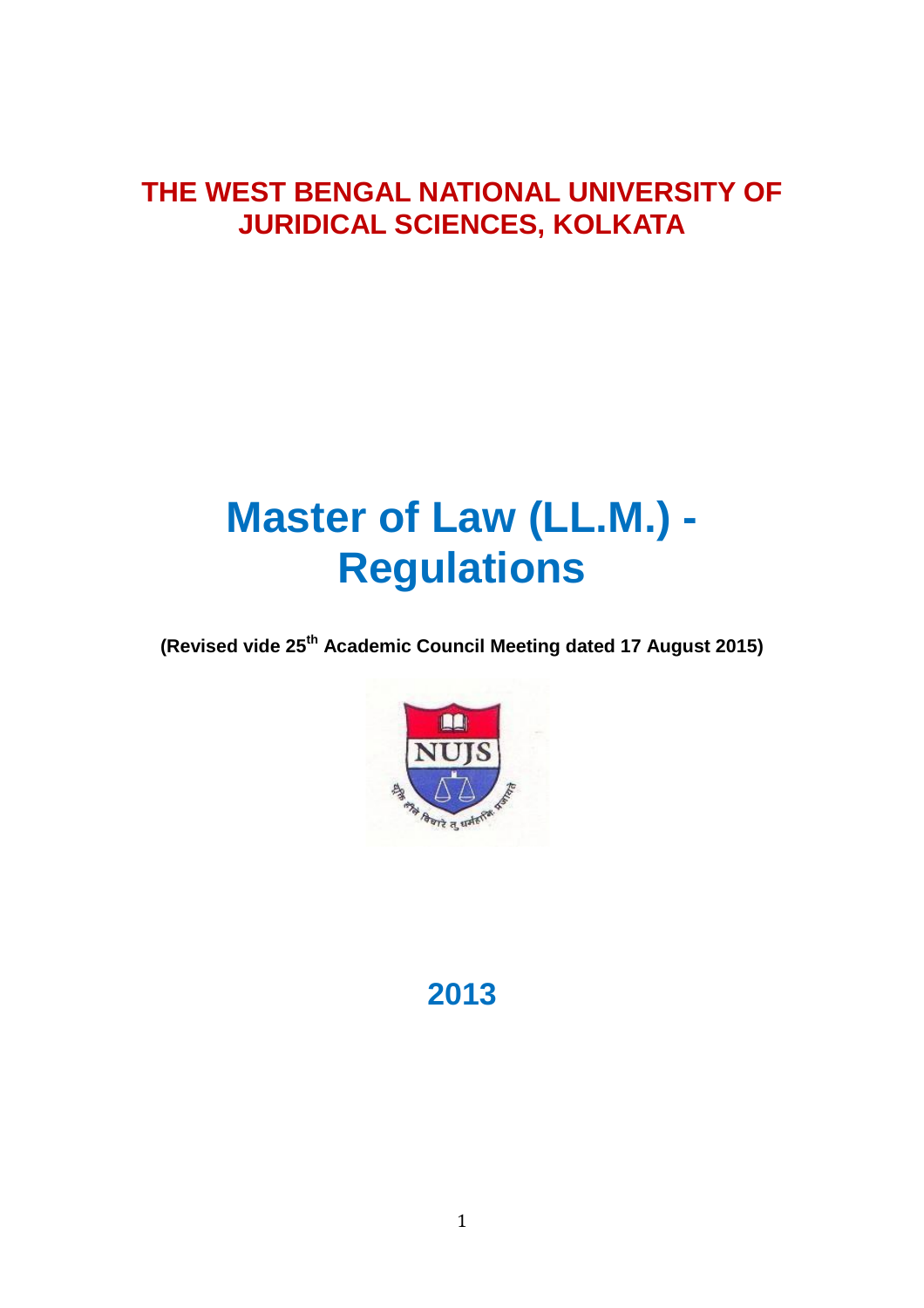# THE WEST BENGAL NATIONAL UNIVERSITY OF JURIDICAL SCIENCES, KOLKATA

# Master of Law (LL.M.) - Regulations

**(Revised vide 25th Academic Council Meeting dated 17 August 2015)**

## 2013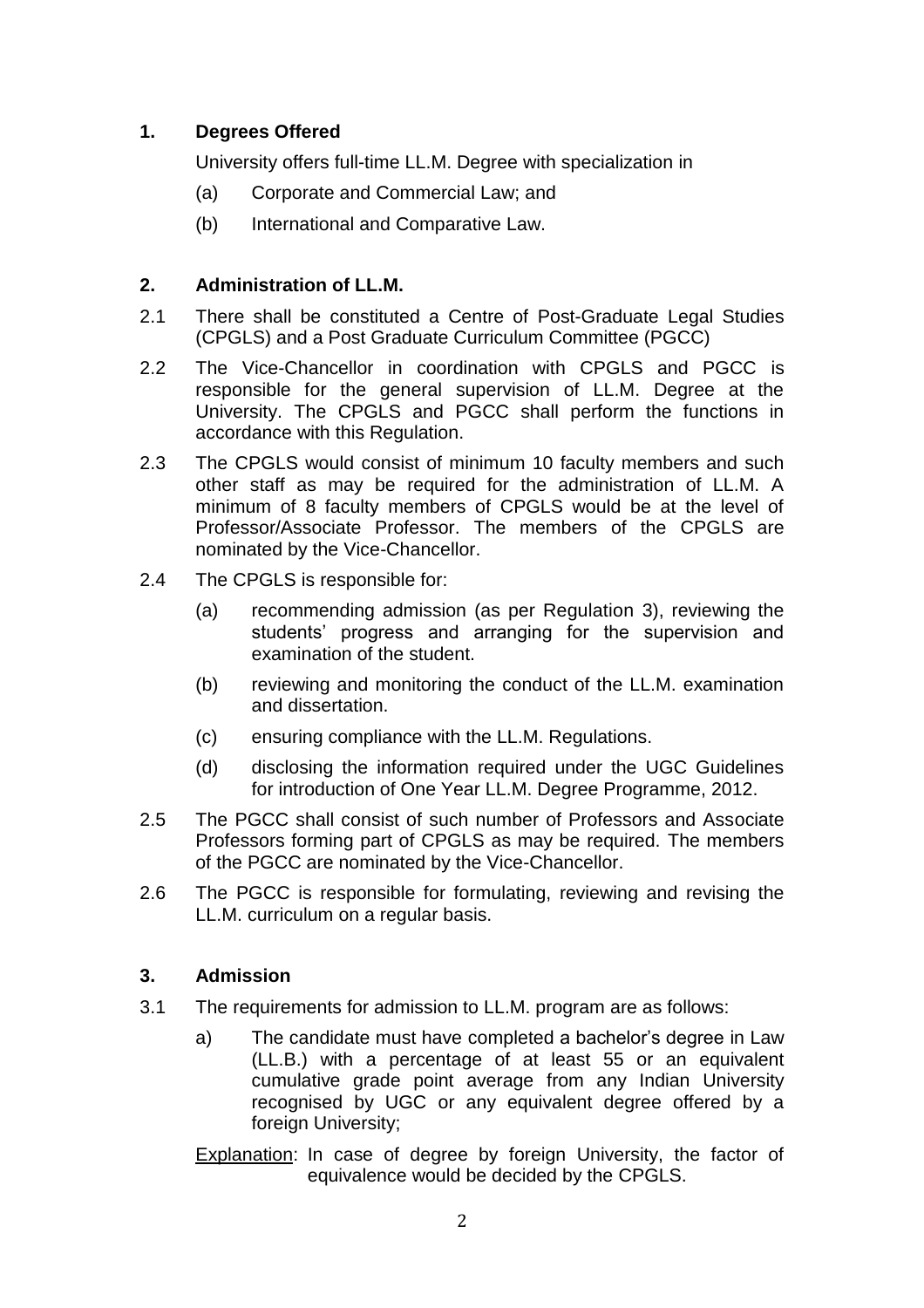## 1. Degrees Offered

University offers full-time LL.M. Degree with specialization in

(a) Corporate and Commercial Law; and

(b) International and Comparative Law.

## 2. Administration of LL.M.

2.1 There shall be constituted a Centre of Post-Graduate Legal Studies (CPGLS) and a Post Graduate Curriculum Committee (PGCC)

2.2 The Vice-Chancellor in coordination with CPGLS and PGCC is responsible for the general supervision of LL.M. Degree at the University. The CPGLS and PGCC shall perform the functions in accordance with this Regulation.

2.3 The CPGLS would consist of minimum 10 faculty members and such other staff as may be required for the administration of LL.M. A minimum of 8 faculty members of CPGLS would be at the level of Professor/Associate Professor. The members of the CPGLS are nominated by the Vice-Chancellor.

2.4 The CPGLS is responsible for:

(a) recommending admission (as per Regulation 3), reviewing the students' progress and arranging for the supervision and examination of the student.

(b) reviewing and monitoring the conduct of the LL.M. examination and dissertation.

(c) ensuring compliance with the LL.M. Regulations.

(d) disclosing the information required under the UGC Guidelines for introduction of One Year LL.M. Degree Programme, 2012.

2.5 The PGCC shall consist of such number of Professors and Associate Professors forming part of CPGLS as may be required. The members of the PGCC are nominated by the Vice-Chancellor.

2.6 The PGCC is responsible for formulating, reviewing and revising the LL.M. curriculum on a regular basis.

## 3. Admission

3.1 The requirements for admission to LL.M. program are as follows:

a) The candidate must have completed a bachelor's degree in Law (LL.B.) with a percentage of at least 55 or an equivalent cumulative grade point average from any Indian University recognised by UGC or any equivalent degree offered by a foreign University;

Explanation: In case of degree by foreign University, the factor of equivalence would be decided by the CPGLS.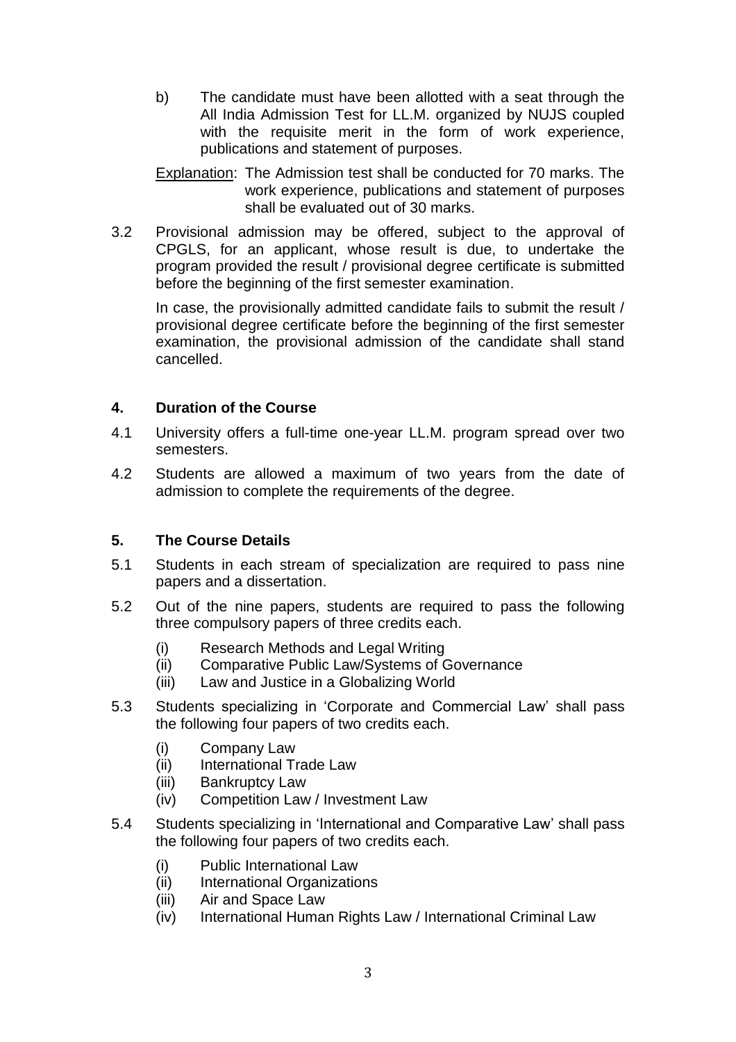b) The candidate must have been allotted with a seat through the All India Admission Test for LL.M. organized by NUJS coupled with the requisite merit in the form of work experience, publications and statement of purposes.

<u>Explanation</u>: The Admission test shall be conducted for 70 marks. The work experience, publications and statement of purposes shall be evaluated out of 30 marks.

3.2 Provisional admission may be offered, subject to the approval of CPGLS, for an applicant, whose result is due, to undertake the program provided the result / provisional degree certificate is submitted before the beginning of the first semester examination.

In case, the provisionally admitted candidate fails to submit the result / provisional degree certificate before the beginning of the first semester examination, the provisional admission of the candidate shall stand cancelled.

## 4. Duration of the Course

4.1 University offers a full-time one-year LL.M. program spread over two semesters.

4.2 Students are allowed a maximum of two years from the date of admission to complete the requirements of the degree.

## 5. The Course Details

5.1 Students in each stream of specialization are required to pass nine papers and a dissertation.

5.2 Out of the nine papers, students are required to pass the following three compulsory papers of three credits each.

- (i) Research Methods and Legal Writing
- (ii) Comparative Public Law/Systems of Governance
- (iii) Law and Justice in a Globalizing World

5.3 Students specializing in 'Corporate and Commercial Law' shall pass the following four papers of two credits each.

- (i) Company Law
- (ii) International Trade Law
- (iii) Bankruptcy Law
- (iv) Competition Law / Investment Law

5.4 Students specializing in 'International and Comparative Law' shall pass the following four papers of two credits each.

- (i) Public International Law
- (ii) International Organizations
- (iii) Air and Space Law
- (iv) International Human Rights Law / International Criminal Law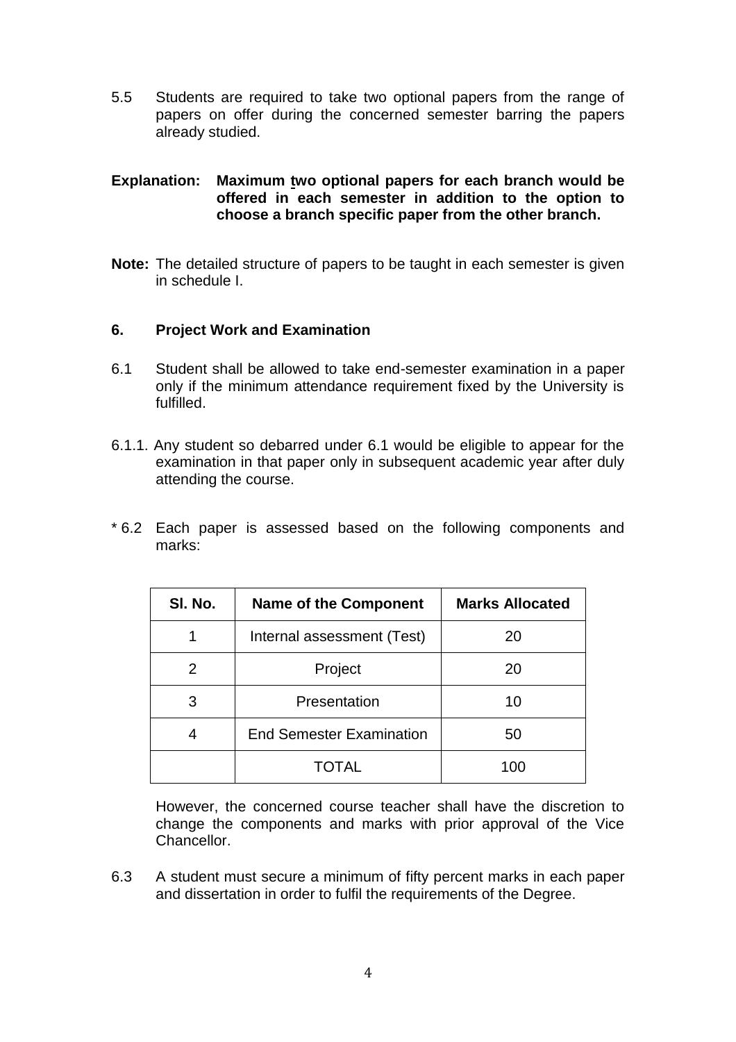5.5 Students are required to take two optional papers from the range of papers on offer during the concerned semester barring the papers already studied.

**Explanation: Maximum two optional papers for each branch would be offered in each semester in addition to the option to choose a branch specific paper from the other branch.**

**Note:** The detailed structure of papers to be taught in each semester is given in schedule I.

## 6. Project Work and Examination

6.1 Student shall be allowed to take end-semester examination in a paper only if the minimum attendance requirement fixed by the University is fulfilled.

6.1.1. Any student so debarred under 6.1 would be eligible to appear for the examination in that paper only in subsequent academic year after duly attending the course.

* 6.2 Each paper is assessed based on the following components and marks:

| Sl. No. | Name of the Component | Marks Allocated |
|---|---|---|
| 1 | Internal assessment (Test) | 20 |
| 2 | Project | 20 |
| 3 | Presentation | 10 |
| 4 | End Semester Examination | 50 |
| | TOTAL | 100 |

However, the concerned course teacher shall have the discretion to change the components and marks with prior approval of the Vice Chancellor.

6.3 A student must secure a minimum of fifty percent marks in each paper and dissertation in order to fulfil the requirements of the Degree.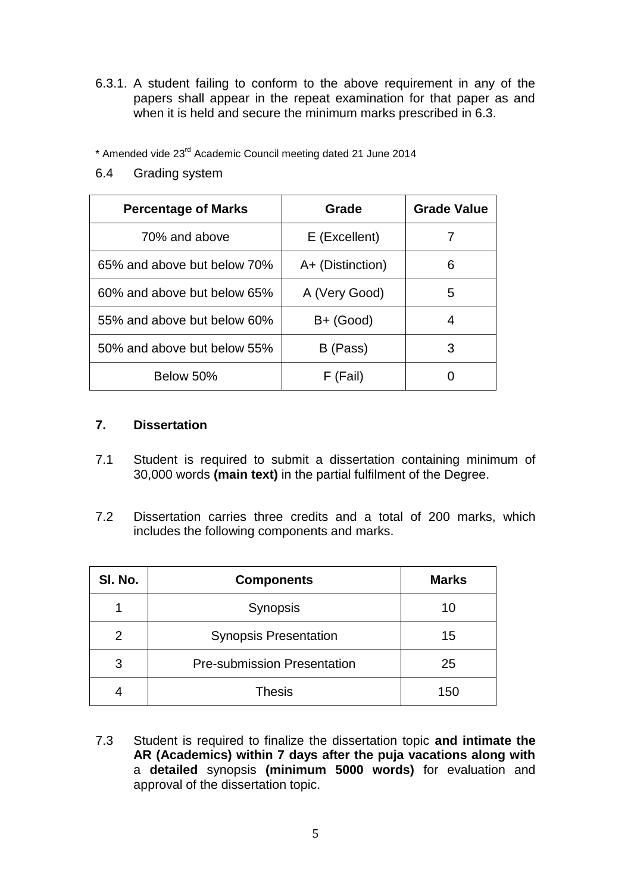6.3.1. A student failing to conform to the above requirement in any of the papers shall appear in the repeat examination for that paper as and when it is held and secure the minimum marks prescribed in 6.3.

\* Amended vide 23rd Academic Council meeting dated 21 June 2014

6.4 Grading system

| Percentage of Marks | Grade | Grade Value |
|---|---|---|
| 70% and above | E (Excellent) | 7 |
| 65% and above but below 70% | A+ (Distinction) | 6 |
| 60% and above but below 65% | A (Very Good) | 5 |
| 55% and above but below 60% | B+ (Good) | 4 |
| 50% and above but below 55% | B (Pass) | 3 |
| Below 50% | F (Fail) | 0 |

## 7. Dissertation

7.1 Student is required to submit a dissertation containing minimum of 30,000 words **(main text)** in the partial fulfilment of the Degree.

7.2 Dissertation carries three credits and a total of 200 marks, which includes the following components and marks.

| Sl. No. | Components | Marks |
|---|---|---|
| 1 | Synopsis | 10 |
| 2 | Synopsis Presentation | 15 |
| 3 | Pre-submission Presentation | 25 |
| 4 | Thesis | 150 |

7.3 Student is required to finalize the dissertation topic **and intimate the AR (Academics) within 7 days after the puja vacations along with** a **detailed** synopsis **(minimum 5000 words)** for evaluation and approval of the dissertation topic.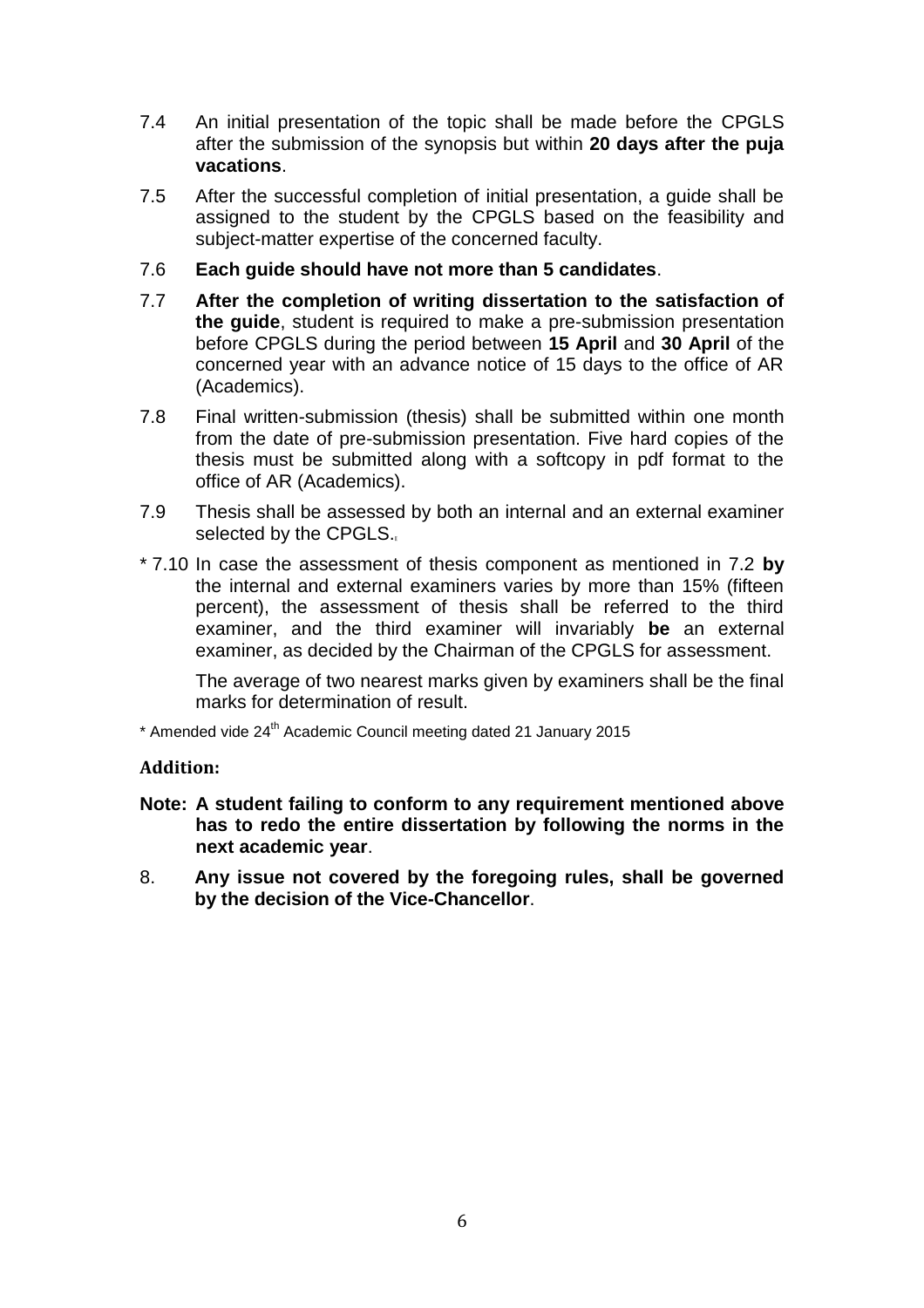7.4 An initial presentation of the topic shall be made before the CPGLS after the submission of the synopsis but within **20 days after the puja vacations**.

7.5 After the successful completion of initial presentation, a guide shall be assigned to the student by the CPGLS based on the feasibility and subject-matter expertise of the concerned faculty.

7.6 **Each guide should have not more than 5 candidates**.

7.7 **After the completion of writing dissertation to the satisfaction of the guide**, student is required to make a pre-submission presentation before CPGLS during the period between **15 April** and **30 April** of the concerned year with an advance notice of 15 days to the office of AR (Academics).

7.8 Final written-submission (thesis) shall be submitted within one month from the date of pre-submission presentation. Five hard copies of the thesis must be submitted along with a softcopy in pdf format to the office of AR (Academics).

7.9 Thesis shall be assessed by both an internal and an external examiner selected by the CPGLS.

* 7.10 In case the assessment of thesis component as mentioned in 7.2 **by** the internal and external examiners varies by more than 15% (fifteen percent), the assessment of thesis shall be referred to the third examiner, and the third examiner will invariably **be** an external examiner, as decided by the Chairman of the CPGLS for assessment.

The average of two nearest marks given by examiners shall be the final marks for determination of result.

* Amended vide 24th Academic Council meeting dated 21 January 2015

**Addition:**

**Note: A student failing to conform to any requirement mentioned above has to redo the entire dissertation by following the norms in the next academic year**.

8. **Any issue not covered by the foregoing rules, shall be governed by the decision of the Vice-Chancellor**.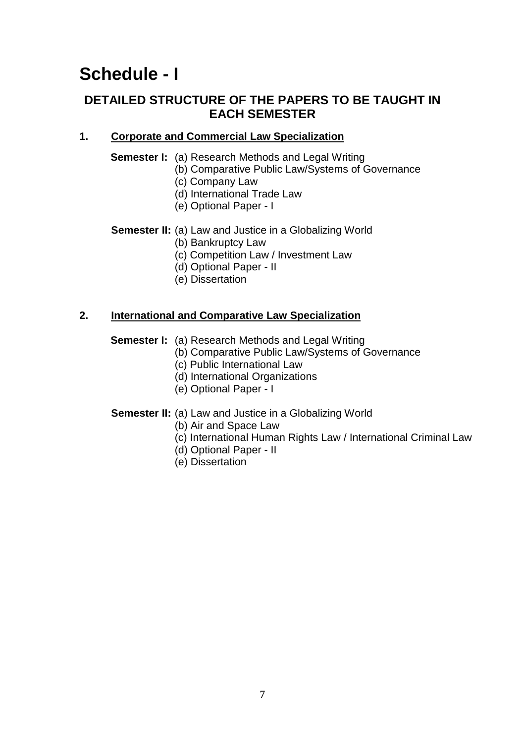# Schedule - I

## DETAILED STRUCTURE OF THE PAPERS TO BE TAUGHT IN EACH SEMESTER

**1. Corporate and Commercial Law Specialization**

**Semester I:** (a) Research Methods and Legal Writing
(b) Comparative Public Law/Systems of Governance
(c) Company Law
(d) International Trade Law
(e) Optional Paper - I

**Semester II:** (a) Law and Justice in a Globalizing World
(b) Bankruptcy Law
(c) Competition Law / Investment Law
(d) Optional Paper - II
(e) Dissertation

**2. International and Comparative Law Specialization**

**Semester I:** (a) Research Methods and Legal Writing
(b) Comparative Public Law/Systems of Governance
(c) Public International Law
(d) International Organizations
(e) Optional Paper - I

**Semester II:** (a) Law and Justice in a Globalizing World
(b) Air and Space Law
(c) International Human Rights Law / International Criminal Law
(d) Optional Paper - II
(e) Dissertation